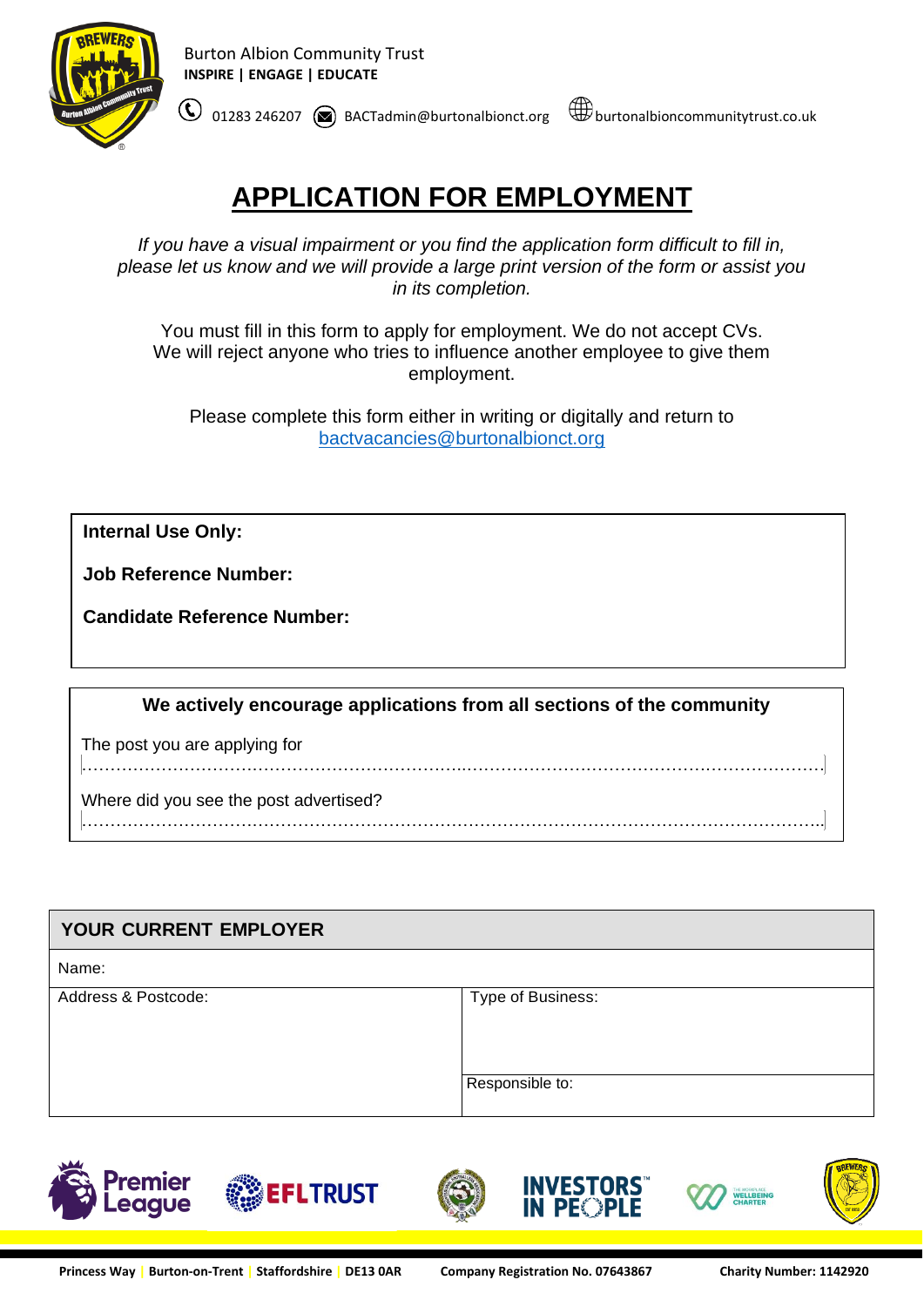Burton Albion Community Trust
**INSPIRE | ENGAGE | EDUCATE**

01283 246207 BACTadmin@burtonalbionct.org burtonalbioncommunitytrust.co.uk

# APPLICATION FOR EMPLOYMENT

*If you have a visual impairment or you find the application form difficult to fill in, please let us know and we will provide a large print version of the form or assist you in its completion.*

You must fill in this form to apply for employment. We do not accept CVs. We will reject anyone who tries to influence another employee to give them employment.

Please complete this form either in writing or digitally and return to bactvacancies@burtonalbionct.org

**Internal Use Only:**

**Job Reference Number:**

**Candidate Reference Number:**

**We actively encourage applications from all sections of the community**

The post you are applying for
……………………………………………………………………………………………………………………

Where did you see the post advertised?
……………………………………………………………………………………………………………………

| YOUR CURRENT EMPLOYER | |
|---|---|
| Name: | |
| Address & Postcode: | Type of Business: |
| | Responsible to: |

Princess Way | Burton-on-Trent | Staffordshire | DE13 0AR   Company Registration No. 07643867   Charity Number: 1142920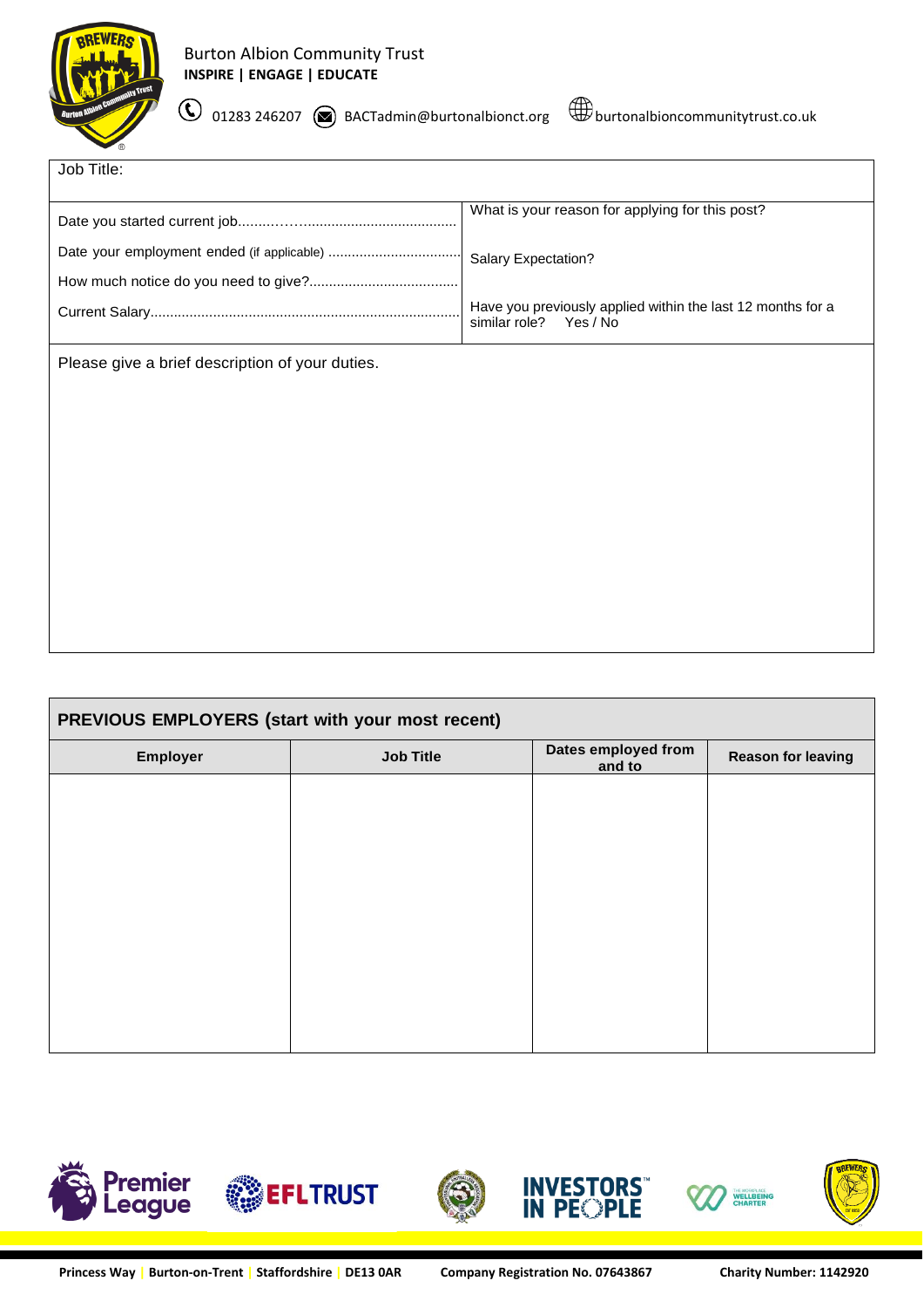Job Title:

| | |
|---|---|
| Date you started current job............................................ | What is your reason for applying for this post? |
| Date your employment ended (if applicable) ................................. | Salary Expectation? |
| How much notice do you need to give?...................................... | |
| Current Salary.............................................................................. | Have you previously applied within the last 12 months for a similar role? Yes / No |

Please give a brief description of your duties.

## PREVIOUS EMPLOYERS (start with your most recent)

| Employer | Job Title | Dates employed from and to | Reason for leaving |
|---|---|---|---|
| | | | |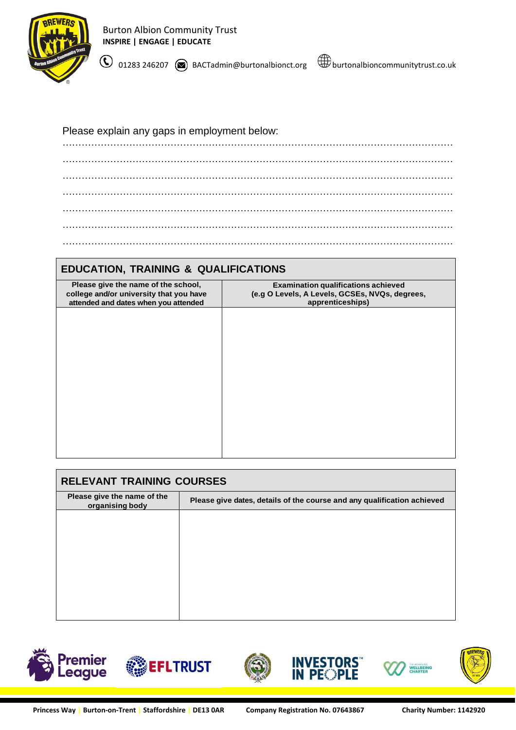Please explain any gaps in employment below:

……………………………………………………………………………………………………………

……………………………………………………………………………………………………………

……………………………………………………………………………………………………………

……………………………………………………………………………………………………………

……………………………………………………………………………………………………………

……………………………………………………………………………………………………………

……………………………………………………………………………………………………………

| EDUCATION, TRAINING & QUALIFICATIONS | |
|---|---|
| **Please give the name of the school, college and/or university that you have attended and dates when you attended** | **Examination qualifications achieved (e.g O Levels, A Levels, GCSEs, NVQs, degrees, apprenticeships)** |
| | |

| RELEVANT TRAINING COURSES | |
|---|---|
| **Please give the name of the organising body** | **Please give dates, details of the course and any qualification achieved** |
| | |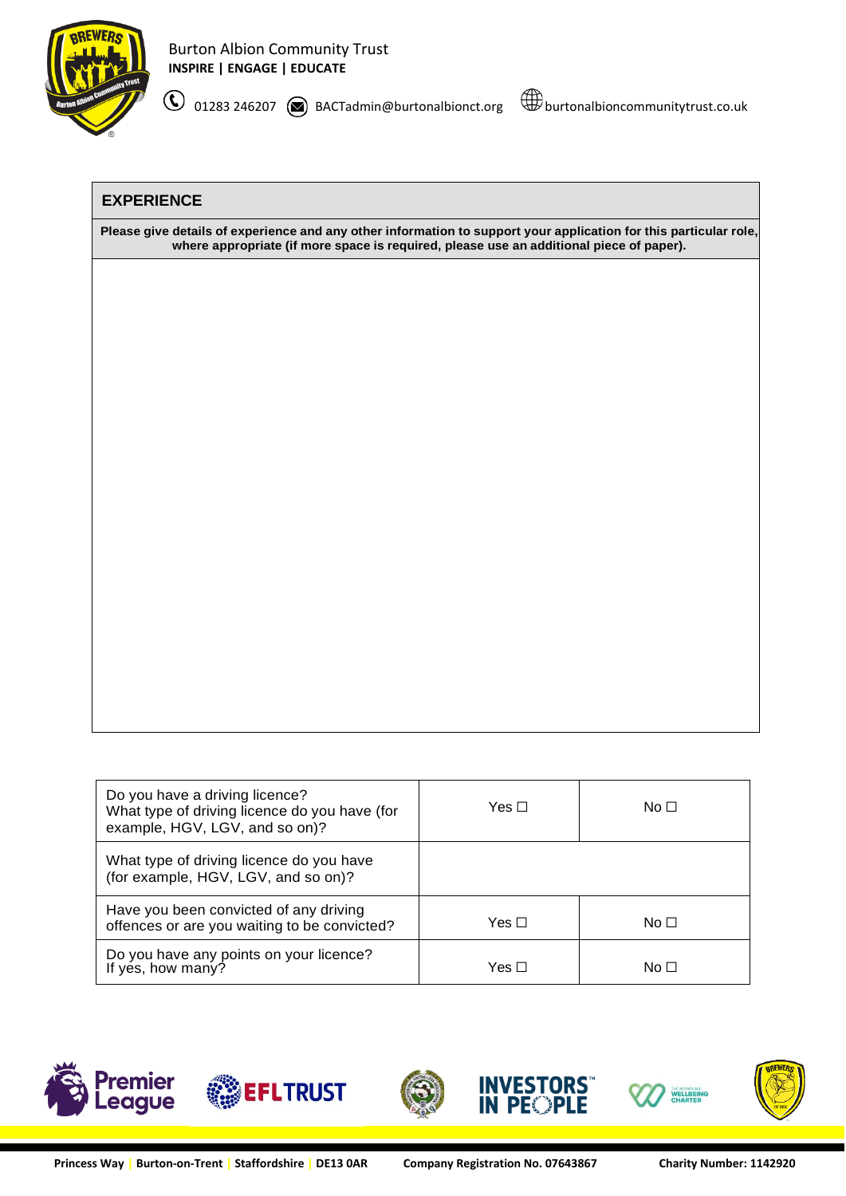Burton Albion Community Trust
**INSPIRE | ENGAGE | EDUCATE**

01283 246207 BACTadmin@burtonalbionct.org burtonalbioncommunitytrust.co.uk

| **EXPERIENCE** |
|---|
| **Please give details of experience and any other information to support your application for this particular role, where appropriate (if more space is required, please use an additional piece of paper).** |
| |

| | | |
|---|---|---|
| Do you have a driving licence? What type of driving licence do you have (for example, HGV, LGV, and so on)? | Yes ☐ | No ☐ |
| What type of driving licence do you have (for example, HGV, LGV, and so on)? | | |
| Have you been convicted of any driving offences or are you waiting to be convicted? | Yes ☐ | No ☐ |
| Do you have any points on your licence? If yes, how many? | Yes ☐ | No ☐ |

Princess Way | Burton-on-Trent | Staffordshire | DE13 0AR    Company Registration No. 07643867    Charity Number: 1142920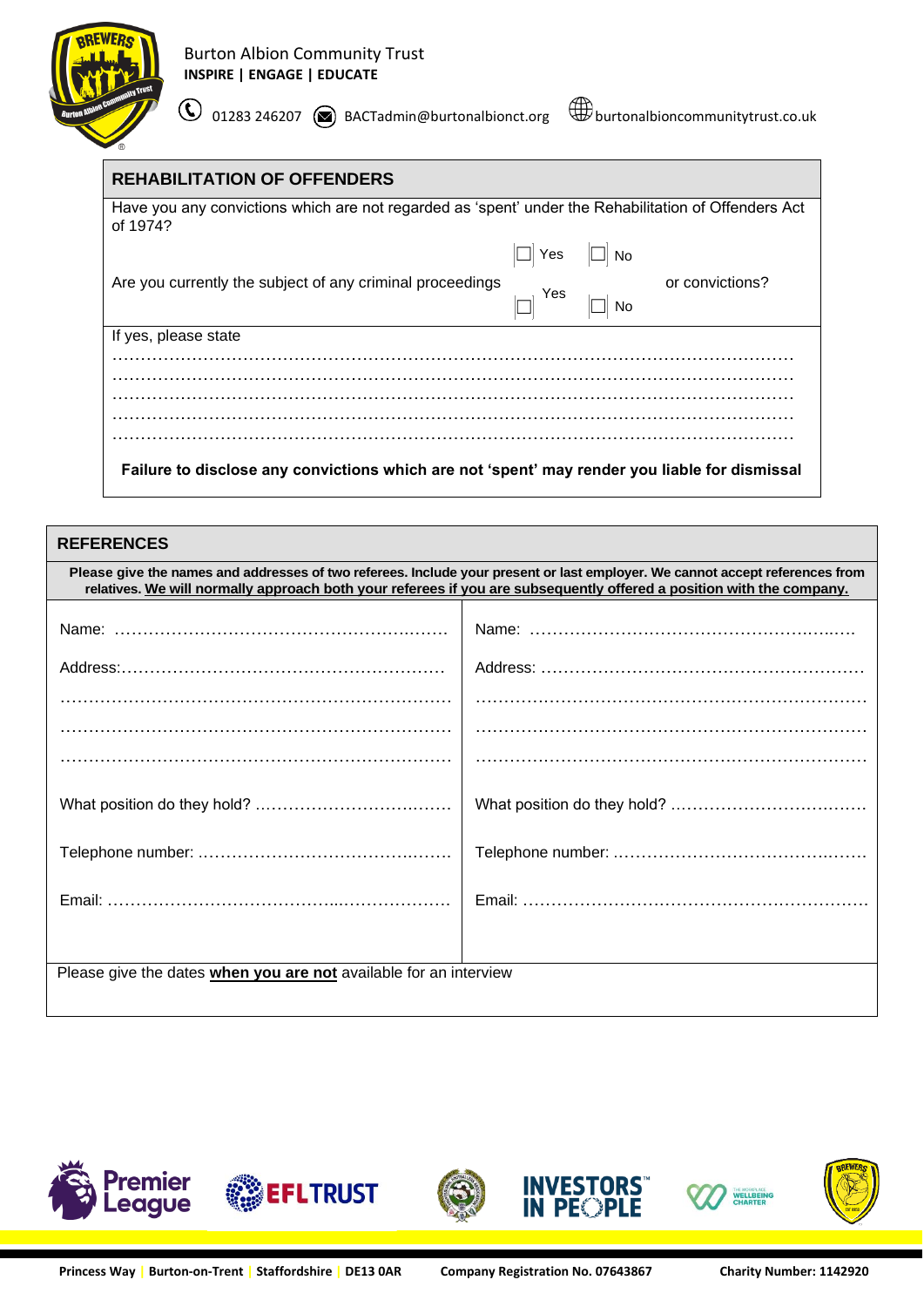## REHABILITATION OF OFFENDERS

Have you any convictions which are not regarded as 'spent' under the Rehabilitation of Offenders Act of 1974?

☐ Yes ☐ No

Are you currently the subject of any criminal proceedings or convictions?

☐ Yes ☐ No

If yes, please state

…………………………………………………………………………………………………………

…………………………………………………………………………………………………………

…………………………………………………………………………………………………………

…………………………………………………………………………………………………………

…………………………………………………………………………………………………………

**Failure to disclose any convictions which are not 'spent' may render you liable for dismissal**

## REFERENCES

**Please give the names and addresses of two referees. Include your present or last employer. We cannot accept references from relatives. <u>We will normally approach both your referees if you are subsequently offered a position with the company.</u>**

| | |
|---|---|
| Name: ………………………………………………… | Name: ………………………………………………… |
| Address: ………………………………………………… | Address: ………………………………………………… |
| ………………………………………………………… | ………………………………………………………… |
| ………………………………………………………… | ………………………………………………………… |
| ………………………………………………………… | ………………………………………………………… |
| What position do they hold? …………………………… | What position do they hold? …………………………… |
| Telephone number: …………………………………… | Telephone number: …………………………………… |
| Email: ………………………………………………… | Email: ………………………………………………… |

Please give the dates **<u>when you are not</u>** available for an interview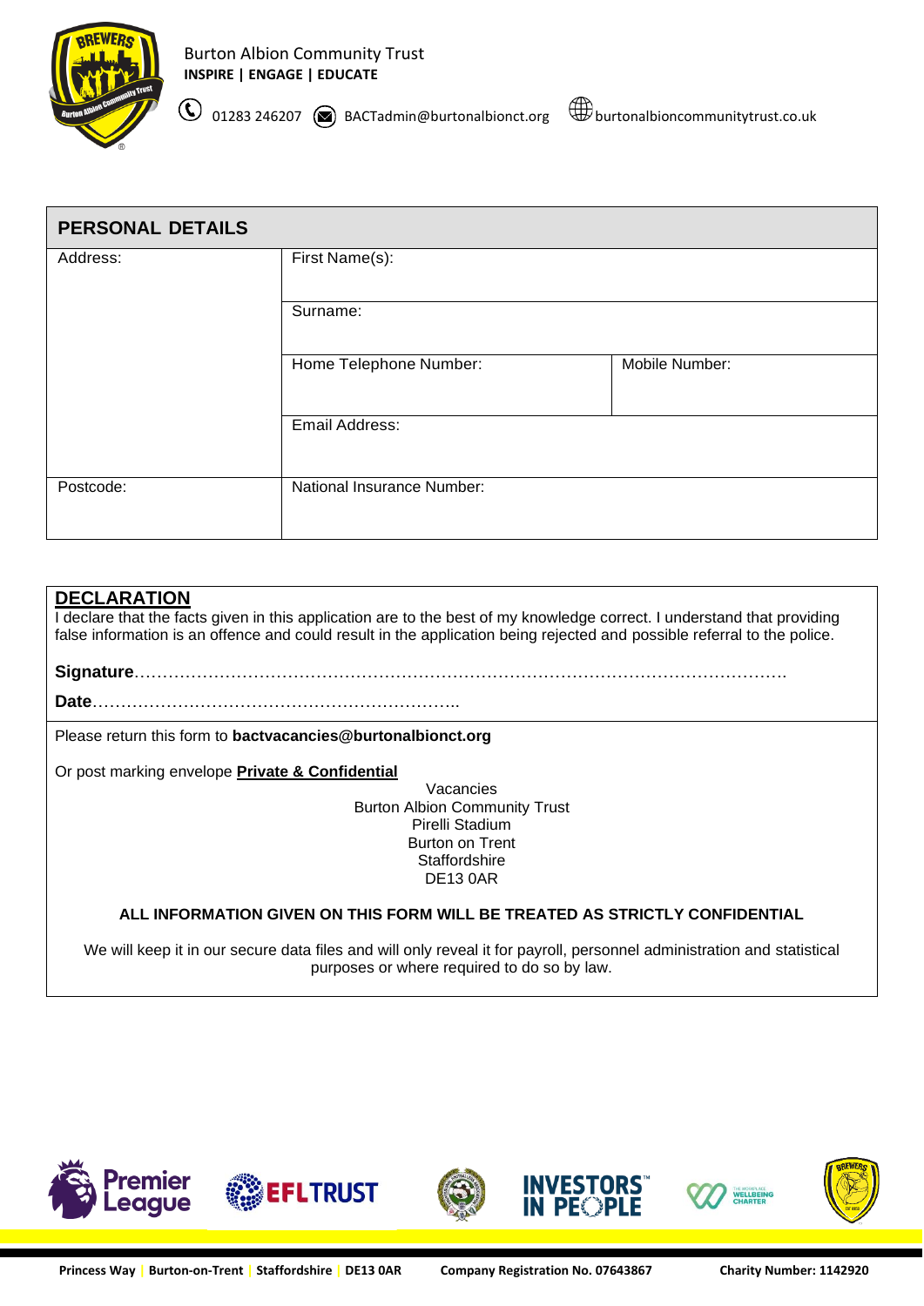## PERSONAL DETAILS

| Address: | First Name(s): | |
|---|---|---|
| | Surname: | |
| | Home Telephone Number: | Mobile Number: |
| | Email Address: | |
| Postcode: | National Insurance Number: | |

## DECLARATION

I declare that the facts given in this application are to the best of my knowledge correct. I understand that providing false information is an offence and could result in the application being rejected and possible referral to the police.

**Signature**…………………………………………………………………………………………………….

**Date**……………………………………………………..

Please return this form to **bactvacancies@burtonalbionct.org**

Or post marking envelope **Private & Confidential**

Vacancies
Burton Albion Community Trust
Pirelli Stadium
Burton on Trent
Staffordshire
DE13 0AR

**ALL INFORMATION GIVEN ON THIS FORM WILL BE TREATED AS STRICTLY CONFIDENTIAL**

We will keep it in our secure data files and will only reveal it for payroll, personnel administration and statistical purposes or where required to do so by law.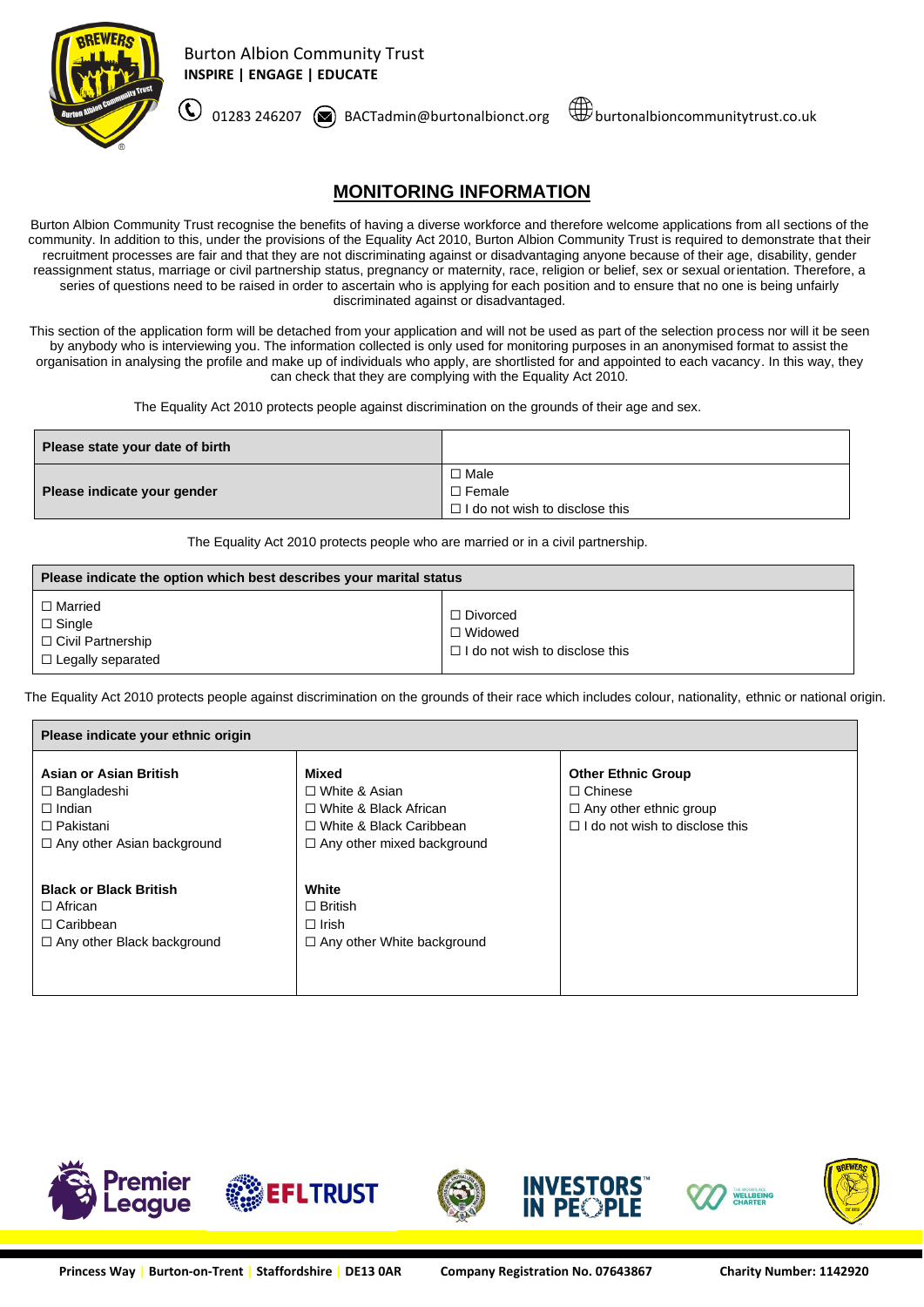Burton Albion Community Trust
**INSPIRE | ENGAGE | EDUCATE**

01283 246207 BACTadmin@burtonalbionct.org burtonalbioncommunitytrust.co.uk

## MONITORING INFORMATION

Burton Albion Community Trust recognise the benefits of having a diverse workforce and therefore welcome applications from all sections of the community. In addition to this, under the provisions of the Equality Act 2010, Burton Albion Community Trust is required to demonstrate that their recruitment processes are fair and that they are not discriminating against or disadvantaging anyone because of their age, disability, gender reassignment status, marriage or civil partnership status, pregnancy or maternity, race, religion or belief, sex or sexual orientation. Therefore, a series of questions need to be raised in order to ascertain who is applying for each position and to ensure that no one is being unfairly discriminated against or disadvantaged.

This section of the application form will be detached from your application and will not be used as part of the selection process nor will it be seen by anybody who is interviewing you. The information collected is only used for monitoring purposes in an anonymised format to assist the organisation in analysing the profile and make up of individuals who apply, are shortlisted for and appointed to each vacancy. In this way, they can check that they are complying with the Equality Act 2010.

The Equality Act 2010 protects people against discrimination on the grounds of their age and sex.

| **Please state your date of birth** | |
|---|---|
| **Please indicate your gender** | ☐ Male<br>☐ Female<br>☐ I do not wish to disclose this |

The Equality Act 2010 protects people who are married or in a civil partnership.

| **Please indicate the option which best describes your marital status** | |
|---|---|
| ☐ Married<br>☐ Single<br>☐ Civil Partnership<br>☐ Legally separated | ☐ Divorced<br>☐ Widowed<br>☐ I do not wish to disclose this |

The Equality Act 2010 protects people against discrimination on the grounds of their race which includes colour, nationality, ethnic or national origin.

| **Please indicate your ethnic origin** | | |
|---|---|---|
| **Asian or Asian British**<br>☐ Bangladeshi<br>☐ Indian<br>☐ Pakistani<br>☐ Any other Asian background | **Mixed**<br>☐ White & Asian<br>☐ White & Black African<br>☐ White & Black Caribbean<br>☐ Any other mixed background | **Other Ethnic Group**<br>☐ Chinese<br>☐ Any other ethnic group<br>☐ I do not wish to disclose this |
| **Black or Black British**<br>☐ African<br>☐ Caribbean<br>☐ Any other Black background | **White**<br>☐ British<br>☐ Irish<br>☐ Any other White background | |

Princess Way | Burton-on-Trent | Staffordshire | DE13 0AR    Company Registration No. 07643867    Charity Number: 1142920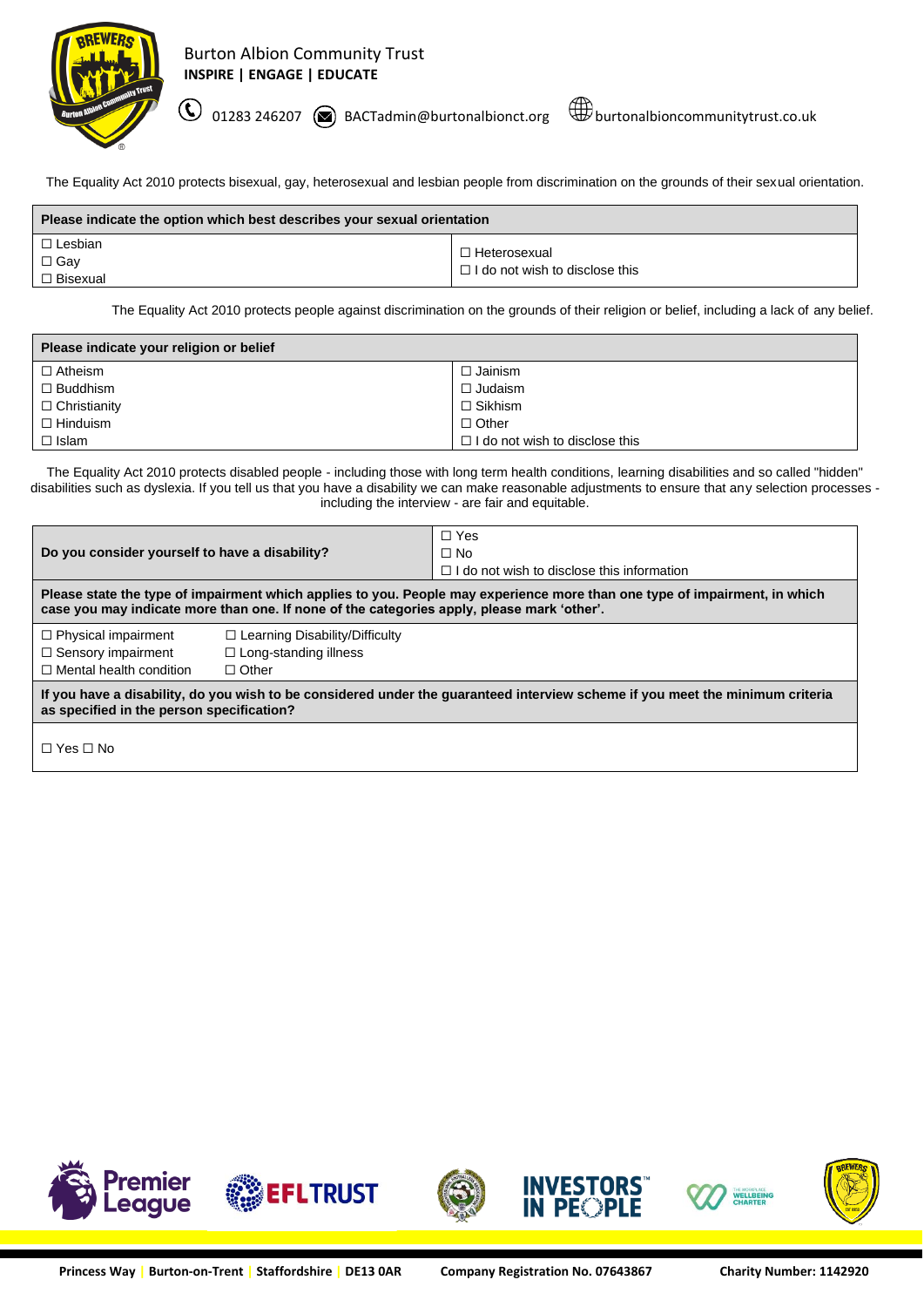The Equality Act 2010 protects bisexual, gay, heterosexual and lesbian people from discrimination on the grounds of their sexual orientation.

| **Please indicate the option which best describes your sexual orientation** | |
|---|---|
| ☐ Lesbian<br>☐ Gay<br>☐ Bisexual | ☐ Heterosexual<br>☐ I do not wish to disclose this |

The Equality Act 2010 protects people against discrimination on the grounds of their religion or belief, including a lack of any belief.

| **Please indicate your religion or belief** | |
|---|---|
| ☐ Atheism<br>☐ Buddhism<br>☐ Christianity<br>☐ Hinduism<br>☐ Islam | ☐ Jainism<br>☐ Judaism<br>☐ Sikhism<br>☐ Other<br>☐ I do not wish to disclose this |

The Equality Act 2010 protects disabled people - including those with long term health conditions, learning disabilities and so called "hidden" disabilities such as dyslexia. If you tell us that you have a disability we can make reasonable adjustments to ensure that any selection processes - including the interview - are fair and equitable.

| | |
|---|---|
| **Do you consider yourself to have a disability?** | ☐ Yes<br>☐ No<br>☐ I do not wish to disclose this information |
| **Please state the type of impairment which applies to you. People may experience more than one type of impairment, in which case you may indicate more than one. If none of the categories apply, please mark 'other'.** | |
| ☐ Physical impairment<br>☐ Sensory impairment<br>☐ Mental health condition | ☐ Learning Disability/Difficulty<br>☐ Long-standing illness<br>☐ Other |
| **If you have a disability, do you wish to be considered under the guaranteed interview scheme if you meet the minimum criteria as specified in the person specification?** | |
| ☐ Yes ☐ No | |